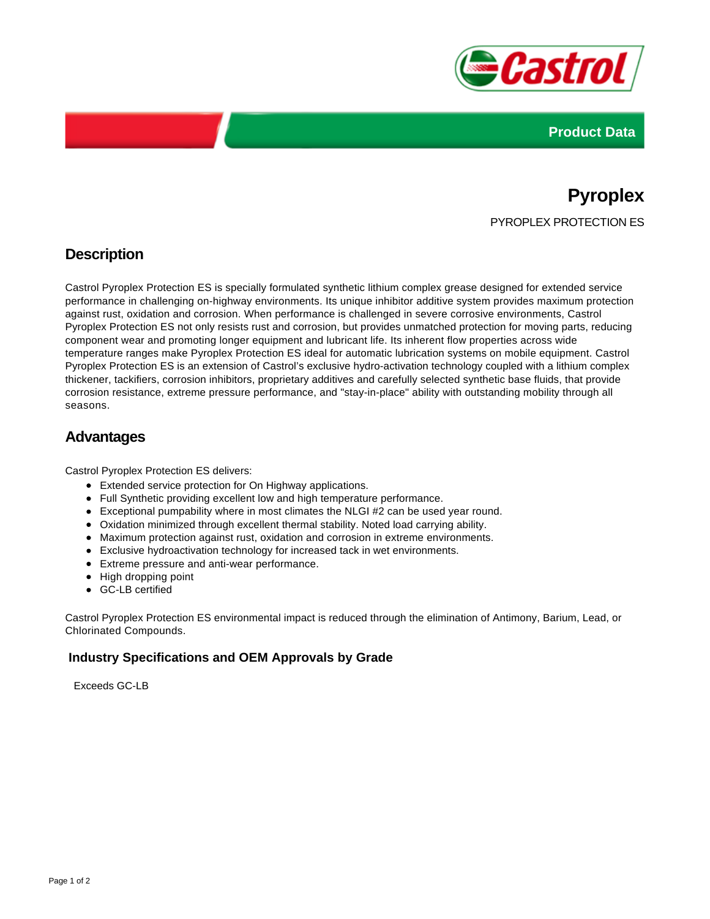Product Data

# Pyroplex

PYROPLEX PROTECTION ES

## Description

Castrol Pyroplex Protection ES is specially formulated synthetic lithium complex grease designed for extended service performance in challenging on-highway environments. Its unique inhibitor additive system provides maximum protection against rust, oxidation and corrosion. When performance is challenged in severe corrosive environments, Castrol Pyroplex Protection ES not only resists rust and corrosion, but provides unmatched protection for moving parts, reducing component wear and promoting longer equipment and lubricant life. Its inherent flow properties across wide temperature ranges make Pyroplex Protection ES ideal for automatic lubrication systems on mobile equipment. Castrol Pyroplex Protection ES is an extension of Castrol's exclusive hydro-activation technology coupled with a lithium complex thickener, tackifiers, corrosion inhibitors, proprietary additives and carefully selected synthetic base fluids, that provide corrosion resistance, extreme pressure performance, and "stay-in-place" ability with outstanding mobility through all seasons.

## Advantages

Castrol Pyroplex Protection ES delivers:

- Extended service protection for On Highway applications.
- Full Synthetic providing excellent low and high temperature performance.
- Exceptional pumpability where in most climates the NLGI #2 can be used year round.
- Oxidation minimized through excellent thermal stability. Noted load carrying ability.
- Maximum protection against rust, oxidation and corrosion in extreme environments.
- Exclusive hydroactivation technology for increased tack in wet environments.
- Extreme pressure and anti-wear performance.
- High dropping point
- GC-LB certified

Castrol Pyroplex Protection ES environmental impact is reduced through the elimination of Antimony, Barium, Lead, or Chlorinated Compounds.

### Industry Specifications and OEM Approvals by Grade

Exceeds GC-LB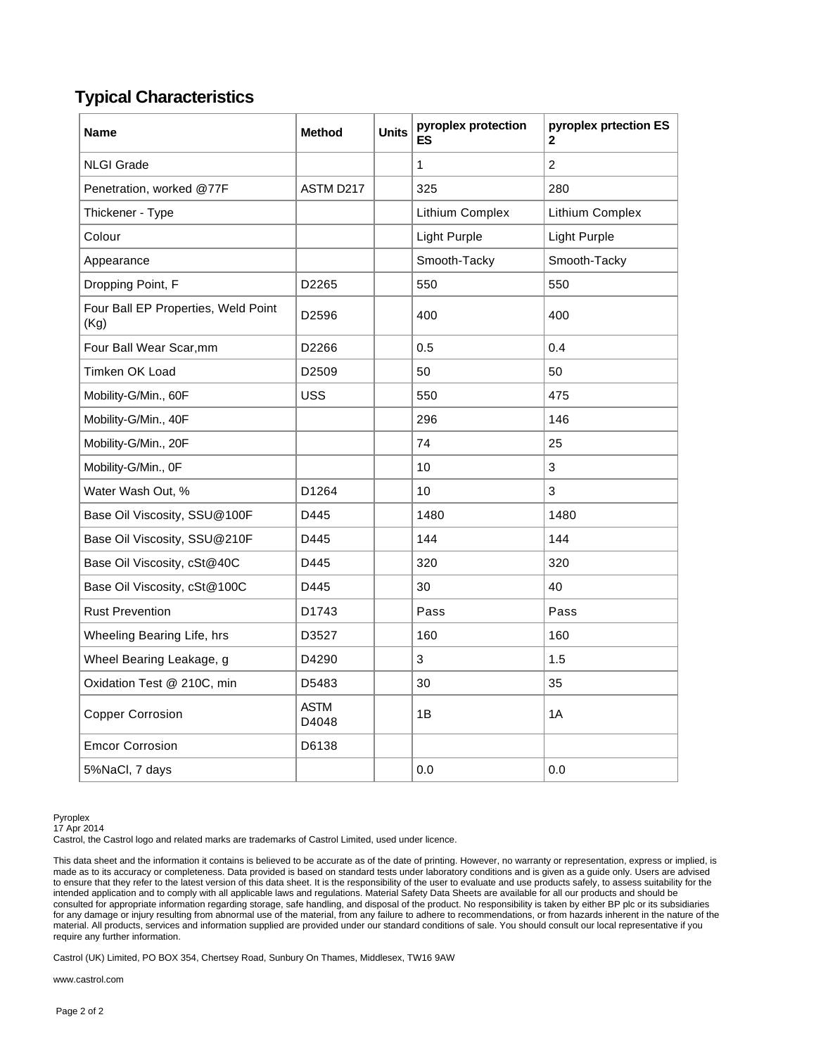## Typical Characteristics

| Name | Method | Units | pyroplex protection ES | pyroplex prtection ES 2 |
|---|---|---|---|---|
| NLGI Grade | | | 1 | 2 |
| Penetration, worked @77F | ASTM D217 | | 325 | 280 |
| Thickener - Type | | | Lithium Complex | Lithium Complex |
| Colour | | | Light Purple | Light Purple |
| Appearance | | | Smooth-Tacky | Smooth-Tacky |
| Dropping Point, F | D2265 | | 550 | 550 |
| Four Ball EP Properties, Weld Point (Kg) | D2596 | | 400 | 400 |
| Four Ball Wear Scar,mm | D2266 | | 0.5 | 0.4 |
| Timken OK Load | D2509 | | 50 | 50 |
| Mobility-G/Min., 60F | USS | | 550 | 475 |
| Mobility-G/Min., 40F | | | 296 | 146 |
| Mobility-G/Min., 20F | | | 74 | 25 |
| Mobility-G/Min., 0F | | | 10 | 3 |
| Water Wash Out, % | D1264 | | 10 | 3 |
| Base Oil Viscosity, SSU@100F | D445 | | 1480 | 1480 |
| Base Oil Viscosity, SSU@210F | D445 | | 144 | 144 |
| Base Oil Viscosity, cSt@40C | D445 | | 320 | 320 |
| Base Oil Viscosity, cSt@100C | D445 | | 30 | 40 |
| Rust Prevention | D1743 | | Pass | Pass |
| Wheeling Bearing Life, hrs | D3527 | | 160 | 160 |
| Wheel Bearing Leakage, g | D4290 | | 3 | 1.5 |
| Oxidation Test @ 210C, min | D5483 | | 30 | 35 |
| Copper Corrosion | ASTM D4048 | | 1B | 1A |
| Emcor Corrosion | D6138 | | | |
| 5%NaCl, 7 days | | | 0.0 | 0.0 |

Pyroplex
17 Apr 2014
Castrol, the Castrol logo and related marks are trademarks of Castrol Limited, used under licence.

This data sheet and the information it contains is believed to be accurate as of the date of printing. However, no warranty or representation, express or implied, is made as to its accuracy or completeness. Data provided is based on standard tests under laboratory conditions and is given as a guide only. Users are advised to ensure that they refer to the latest version of this data sheet. It is the responsibility of the user to evaluate and use products safely, to assess suitability for the intended application and to comply with all applicable laws and regulations. Material Safety Data Sheets are available for all our products and should be consulted for appropriate information regarding storage, safe handling, and disposal of the product. No responsibility is taken by either BP plc or its subsidiaries for any damage or injury resulting from abnormal use of the material, from any failure to adhere to recommendations, or from hazards inherent in the nature of the material. All products, services and information supplied are provided under our standard conditions of sale. You should consult our local representative if you require any further information.

Castrol (UK) Limited, PO BOX 354, Chertsey Road, Sunbury On Thames, Middlesex, TW16 9AW

www.castrol.com